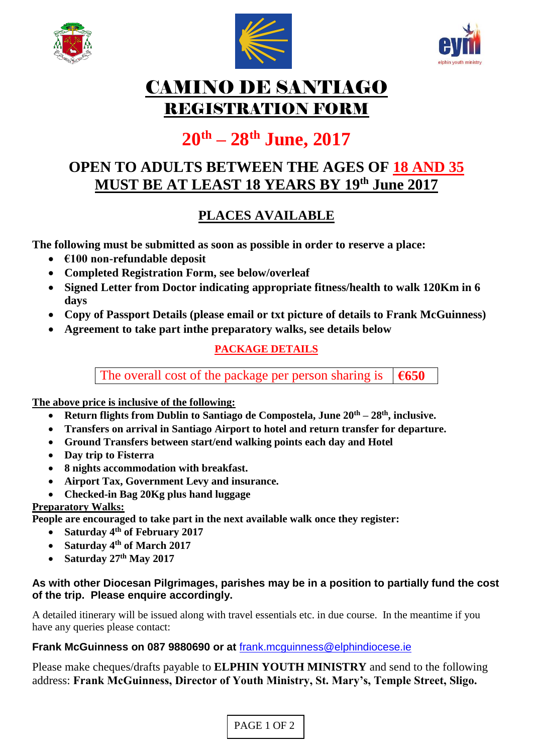# CAMINO DE SANTIAGO
# REGISTRATION FORM

## 20th – 28th June, 2017

## OPEN TO ADULTS BETWEEN THE AGES OF 18 AND 35
## MUST BE AT LEAST 18 YEARS BY 19th June 2017

## PLACES AVAILABLE

**The following must be submitted as soon as possible in order to reserve a place:**

- **€100 non-refundable deposit**
- **Completed Registration Form, see below/overleaf**
- **Signed Letter from Doctor indicating appropriate fitness/health to walk 120Km in 6 days**
- **Copy of Passport Details (please email or txt picture of details to Frank McGuinness)**
- **Agreement to take part inthe preparatory walks, see details below**

### PACKAGE DETAILS

| The overall cost of the package per person sharing is | **€650** |
|---|---|

**The above price is inclusive of the following:**

- **Return flights from Dublin to Santiago de Compostela, June 20th – 28th, inclusive.**
- **Transfers on arrival in Santiago Airport to hotel and return transfer for departure.**
- **Ground Transfers between start/end walking points each day and Hotel**
- **Day trip to Fisterra**
- **8 nights accommodation with breakfast.**
- **Airport Tax, Government Levy and insurance.**
- **Checked-in Bag 20Kg plus hand luggage**

**Preparatory Walks:**

**People are encouraged to take part in the next available walk once they register:**

- **Saturday 4th of February 2017**
- **Saturday 4th of March 2017**
- **Saturday 27th May 2017**

**As with other Diocesan Pilgrimages, parishes may be in a position to partially fund the cost of the trip. Please enquire accordingly.**

A detailed itinerary will be issued along with travel essentials etc. in due course. In the meantime if you have any queries please contact:

**Frank McGuinness on 087 9880690 or at** frank.mcguinness@elphindiocese.ie

Please make cheques/drafts payable to **ELPHIN YOUTH MINISTRY** and send to the following address: **Frank McGuinness, Director of Youth Ministry, St. Mary's, Temple Street, Sligo.**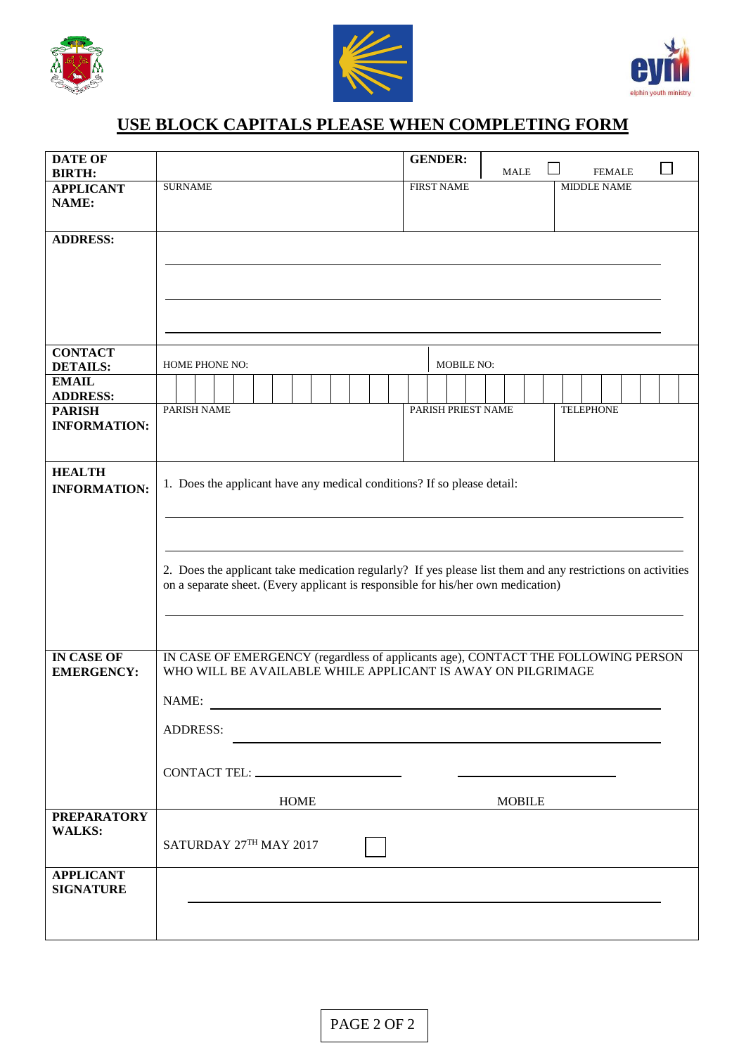# USE BLOCK CAPITALS PLEASE WHEN COMPLETING FORM

| | | | |
|---|---|---|---|
| **DATE OF BIRTH:** | | **GENDER:** | MALE ☐ FEMALE ☐ |
| **APPLICANT NAME:** | SURNAME | FIRST NAME | MIDDLE NAME |
| **ADDRESS:** | | | |
| **CONTACT DETAILS:** | HOME PHONE NO: | MOBILE NO: | |
| **EMAIL ADDRESS:** | | | |
| **PARISH INFORMATION:** | PARISH NAME | PARISH PRIEST NAME | TELEPHONE |
| **HEALTH INFORMATION:** | 1. Does the applicant have any medical conditions? If so please detail:<br><br>2. Does the applicant take medication regularly? If yes please list them and any restrictions on activities on a separate sheet. (Every applicant is responsible for his/her own medication) | | |
| **IN CASE OF EMERGENCY:** | IN CASE OF EMERGENCY (regardless of applicants age), CONTACT THE FOLLOWING PERSON WHO WILL BE AVAILABLE WHILE APPLICANT IS AWAY ON PILGRIMAGE<br><br>NAME:<br><br>ADDRESS:<br><br>CONTACT TEL: ______ HOME ______ MOBILE | | |
| **PREPARATORY WALKS:** | SATURDAY 27[TH] MAY 2017 ☐ | | |
| **APPLICANT SIGNATURE** | | | |